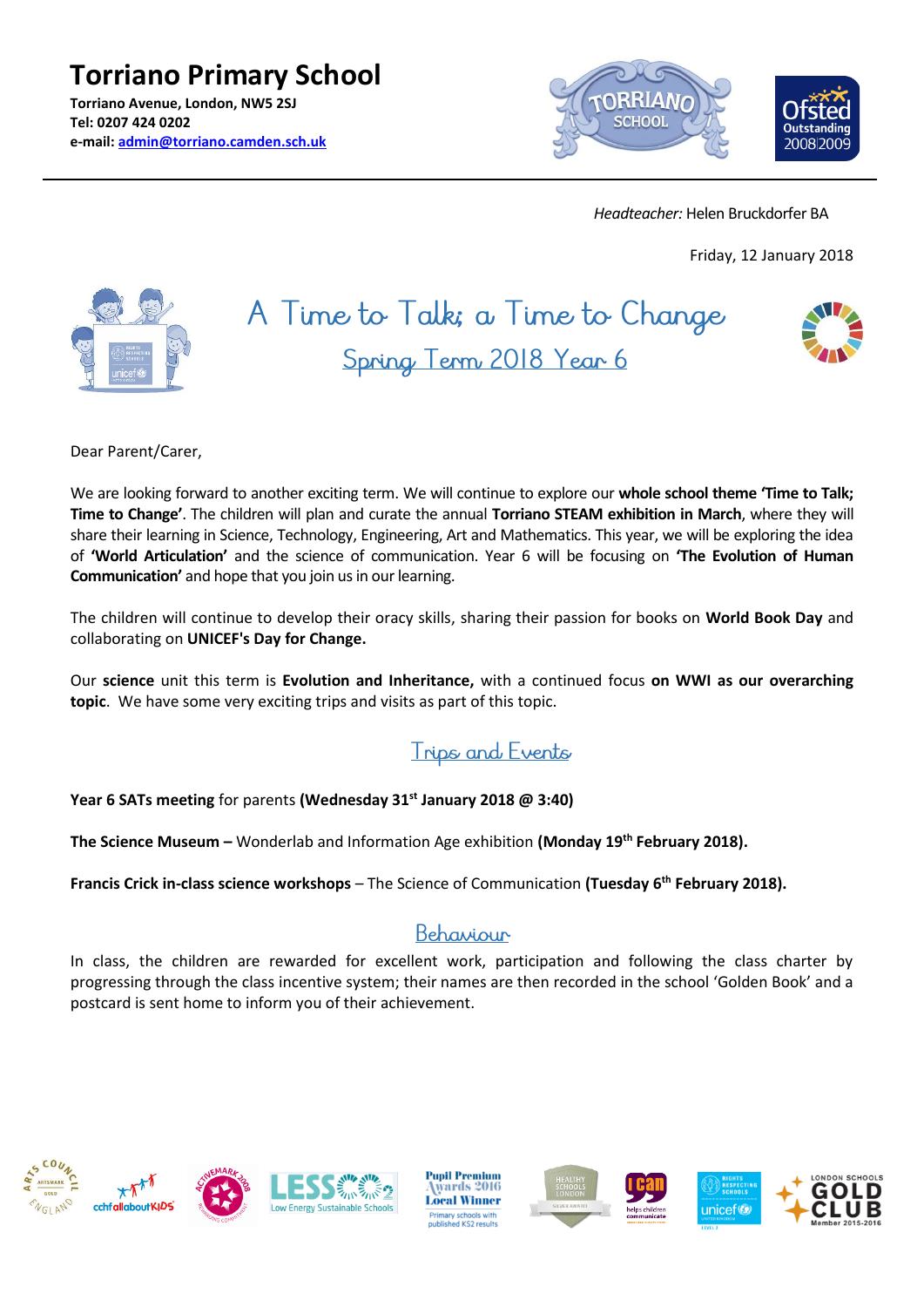# Torriano Primary School

**Torriano Avenue, London, NW5 2SJ**
**Tel: 0207 424 0202**
**e-mail: [admin@torriano.camden.sch.uk](mailto:admin@torriano.camden.sch.uk)**

*Headteacher:* Helen Bruckdorfer BA

Friday, 12 January 2018

## A Time to Talk; a Time to Change

## Spring Term 2018 Year 6

Dear Parent/Carer,

We are looking forward to another exciting term. We will continue to explore our **whole school theme 'Time to Talk; Time to Change'**. The children will plan and curate the annual **Torriano STEAM exhibition in March**, where they will share their learning in Science, Technology, Engineering, Art and Mathematics. This year, we will be exploring the idea of **'World Articulation'** and the science of communication. Year 6 will be focusing on **'The Evolution of Human Communication'** and hope that you join us in our learning.

The children will continue to develop their oracy skills, sharing their passion for books on **World Book Day** and collaborating on **UNICEF's Day for Change.**

Our **science** unit this term is **Evolution and Inheritance,** with a continued focus **on WWI as our overarching topic**. We have some very exciting trips and visits as part of this topic.

## Trips and Events

**Year 6 SATs meeting** for parents **(Wednesday 31st January 2018 @ 3:40)**

**The Science Museum –** Wonderlab and Information Age exhibition **(Monday 19th February 2018).**

**Francis Crick in-class science workshops** – The Science of Communication **(Tuesday 6th February 2018).**

## Behaviour

In class, the children are rewarded for excellent work, participation and following the class charter by progressing through the class incentive system; their names are then recorded in the school 'Golden Book' and a postcard is sent home to inform you of their achievement.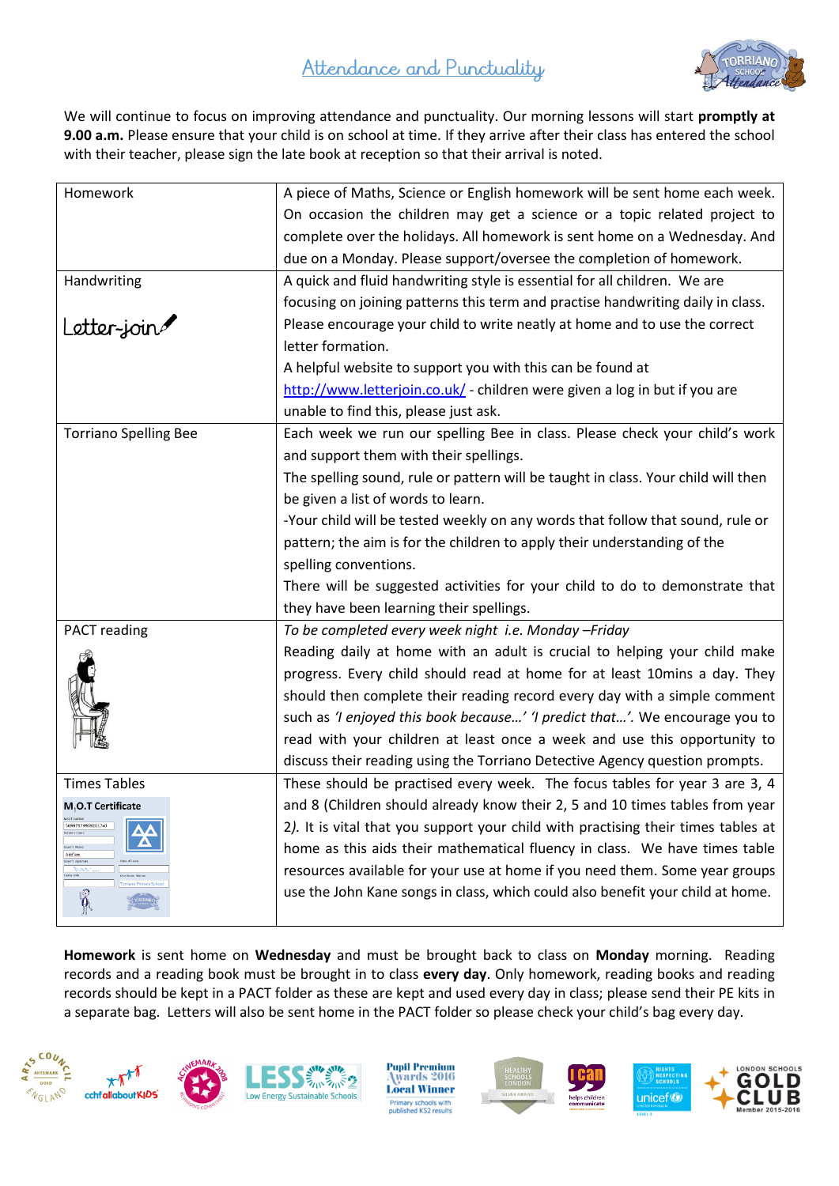# Attendance and Punctuality

We will continue to focus on improving attendance and punctuality. Our morning lessons will start **promptly at 9.00 a.m.** Please ensure that your child is on school at time. If they arrive after their class has entered the school with their teacher, please sign the late book at reception so that their arrival is noted.

| | |
|---|---|
| Homework | A piece of Maths, Science or English homework will be sent home each week. On occasion the children may get a science or a topic related project to complete over the holidays. All homework is sent home on a Wednesday. And due on a Monday. Please support/oversee the completion of homework. |
| Handwriting<br><br>Letter-join | A quick and fluid handwriting style is essential for all children. We are focusing on joining patterns this term and practise handwriting daily in class. Please encourage your child to write neatly at home and to use the correct letter formation.<br>A helpful website to support you with this can be found at http://www.letterjoin.co.uk/ - children were given a log in but if you are unable to find this, please just ask. |
| Torriano Spelling Bee | Each week we run our spelling Bee in class. Please check your child's work and support them with their spellings.<br>The spelling sound, rule or pattern will be taught in class. Your child will then be given a list of words to learn.<br>-Your child will be tested weekly on any words that follow that sound, rule or pattern; the aim is for the children to apply their understanding of the spelling conventions.<br>There will be suggested activities for your child to do to demonstrate that they have been learning their spellings. |
| PACT reading | *To be completed every week night i.e. Monday –Friday*<br>Reading daily at home with an adult is crucial to helping your child make progress. Every child should read at home for at least 10mins a day. They should then complete their reading record every day with a simple comment such as *'I enjoyed this book because…' 'I predict that…'.* We encourage you to read with your children at least once a week and use this opportunity to discuss their reading using the Torriano Detective Agency question prompts. |
| Times Tables<br><br>M.O.T Certificate | These should be practised every week. The focus tables for year 3 are 3, 4 and 8 (Children should already know their 2, 5 and 10 times tables from year 2*).* It is vital that you support your child with practising their times tables at home as this aids their mathematical fluency in class. We have times table resources available for your use at home if you need them. Some year groups use the John Kane songs in class, which could also benefit your child at home. |

**Homework** is sent home on **Wednesday** and must be brought back to class on **Monday** morning. Reading records and a reading book must be brought in to class **every day**. Only homework, reading books and reading records should be kept in a PACT folder as these are kept and used every day in class; please send their PE kits in a separate bag. Letters will also be sent home in the PACT folder so please check your child's bag every day.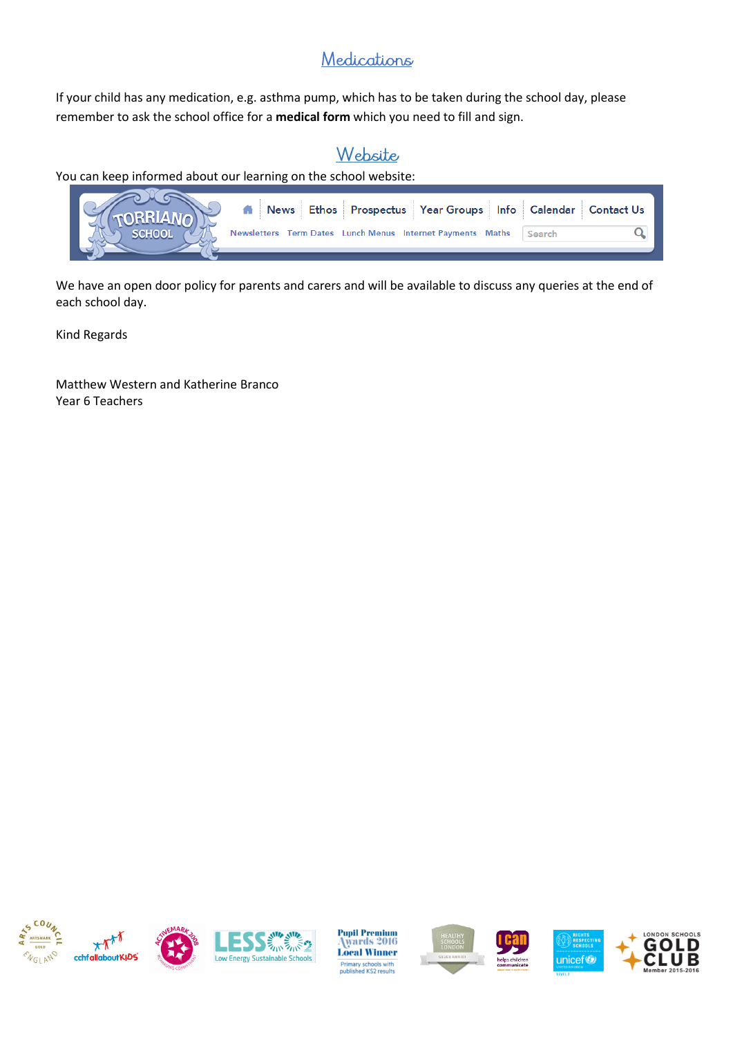## Medications

If your child has any medication, e.g. asthma pump, which has to be taken during the school day, please remember to ask the school office for a **medical form** which you need to fill and sign.

## Website

You can keep informed about our learning on the school website:

TORRIANO SCHOOL

News | Ethos | Prospectus | Year Groups | Info | Calendar | Contact Us

Newsletters | Term Dates | Lunch Menus | Internet Payments | Maths

Search

We have an open door policy for parents and carers and will be available to discuss any queries at the end of each school day.

Kind Regards

Matthew Western and Katherine Branco
Year 6 Teachers